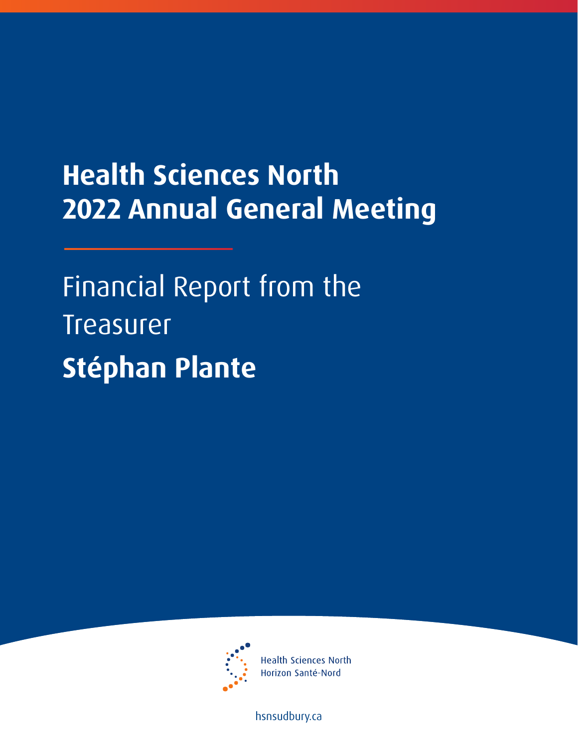# Health Sciences North
# 2022 Annual General Meeting

## Financial Report from the Treasurer

## **Stéphan Plante**

Health Sciences North
Horizon Santé-Nord

hsnsudbury.ca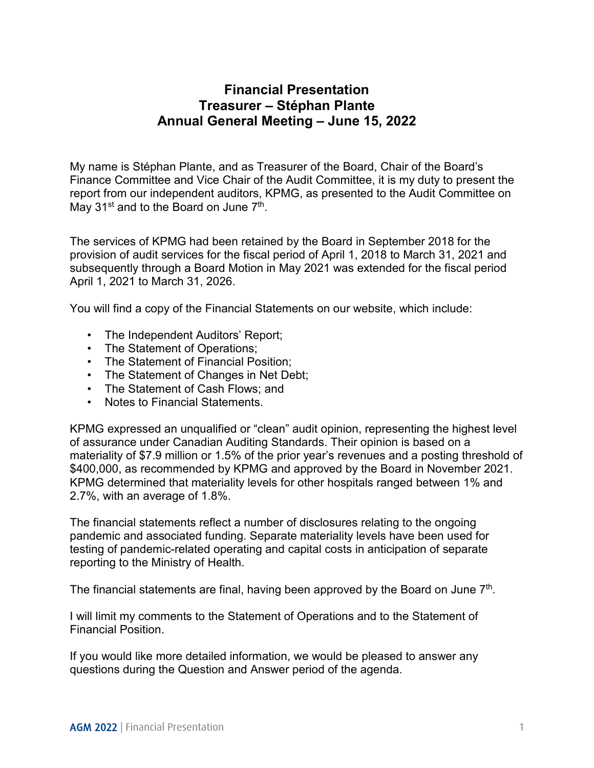# Financial Presentation
# Treasurer – Stéphan Plante
# Annual General Meeting – June 15, 2022

My name is Stéphan Plante, and as Treasurer of the Board, Chair of the Board's Finance Committee and Vice Chair of the Audit Committee, it is my duty to present the report from our independent auditors, KPMG, as presented to the Audit Committee on May 31st and to the Board on June 7th.

The services of KPMG had been retained by the Board in September 2018 for the provision of audit services for the fiscal period of April 1, 2018 to March 31, 2021 and subsequently through a Board Motion in May 2021 was extended for the fiscal period April 1, 2021 to March 31, 2026.

You will find a copy of the Financial Statements on our website, which include:

- The Independent Auditors' Report;
- The Statement of Operations;
- The Statement of Financial Position;
- The Statement of Changes in Net Debt;
- The Statement of Cash Flows; and
- Notes to Financial Statements.

KPMG expressed an unqualified or "clean" audit opinion, representing the highest level of assurance under Canadian Auditing Standards. Their opinion is based on a materiality of $7.9 million or 1.5% of the prior year's revenues and a posting threshold of $400,000, as recommended by KPMG and approved by the Board in November 2021. KPMG determined that materiality levels for other hospitals ranged between 1% and 2.7%, with an average of 1.8%.

The financial statements reflect a number of disclosures relating to the ongoing pandemic and associated funding. Separate materiality levels have been used for testing of pandemic-related operating and capital costs in anticipation of separate reporting to the Ministry of Health.

The financial statements are final, having been approved by the Board on June 7th.

I will limit my comments to the Statement of Operations and to the Statement of Financial Position.

If you would like more detailed information, we would be pleased to answer any questions during the Question and Answer period of the agenda.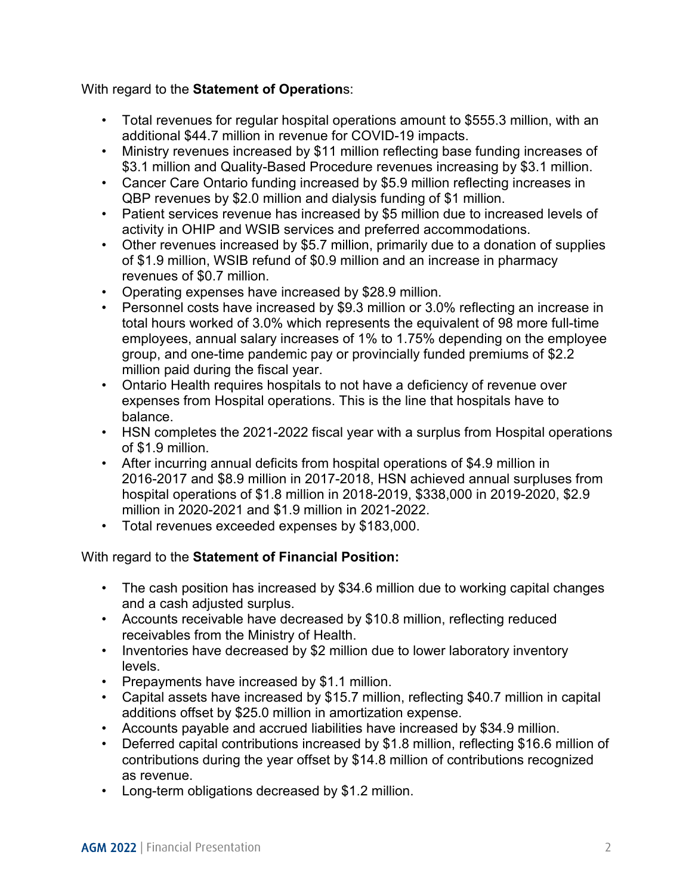With regard to the **Statement of Operation**s:

- Total revenues for regular hospital operations amount to $555.3 million, with an additional $44.7 million in revenue for COVID-19 impacts.
- Ministry revenues increased by $11 million reflecting base funding increases of $3.1 million and Quality-Based Procedure revenues increasing by $3.1 million.
- Cancer Care Ontario funding increased by $5.9 million reflecting increases in QBP revenues by $2.0 million and dialysis funding of $1 million.
- Patient services revenue has increased by $5 million due to increased levels of activity in OHIP and WSIB services and preferred accommodations.
- Other revenues increased by $5.7 million, primarily due to a donation of supplies of $1.9 million, WSIB refund of $0.9 million and an increase in pharmacy revenues of $0.7 million.
- Operating expenses have increased by $28.9 million.
- Personnel costs have increased by $9.3 million or 3.0% reflecting an increase in total hours worked of 3.0% which represents the equivalent of 98 more full-time employees, annual salary increases of 1% to 1.75% depending on the employee group, and one-time pandemic pay or provincially funded premiums of $2.2 million paid during the fiscal year.
- Ontario Health requires hospitals to not have a deficiency of revenue over expenses from Hospital operations. This is the line that hospitals have to balance.
- HSN completes the 2021-2022 fiscal year with a surplus from Hospital operations of $1.9 million.
- After incurring annual deficits from hospital operations of $4.9 million in 2016-2017 and $8.9 million in 2017-2018, HSN achieved annual surpluses from hospital operations of $1.8 million in 2018-2019, $338,000 in 2019-2020, $2.9 million in 2020-2021 and $1.9 million in 2021-2022.
- Total revenues exceeded expenses by $183,000.

With regard to the **Statement of Financial Position:**

- The cash position has increased by $34.6 million due to working capital changes and a cash adjusted surplus.
- Accounts receivable have decreased by $10.8 million, reflecting reduced receivables from the Ministry of Health.
- Inventories have decreased by $2 million due to lower laboratory inventory levels.
- Prepayments have increased by $1.1 million.
- Capital assets have increased by $15.7 million, reflecting $40.7 million in capital additions offset by $25.0 million in amortization expense.
- Accounts payable and accrued liabilities have increased by $34.9 million.
- Deferred capital contributions increased by $1.8 million, reflecting $16.6 million of contributions during the year offset by $14.8 million of contributions recognized as revenue.
- Long-term obligations decreased by $1.2 million.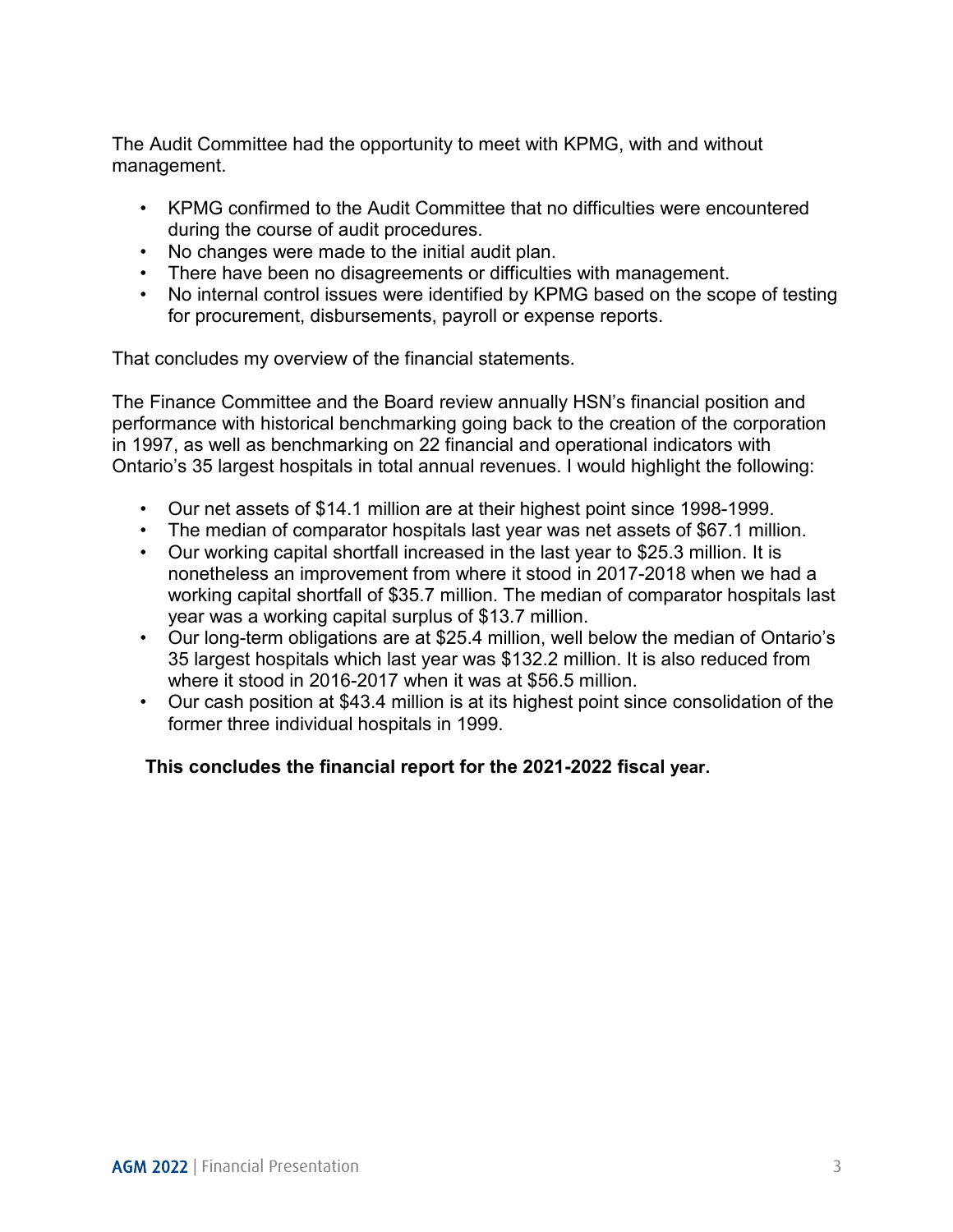The Audit Committee had the opportunity to meet with KPMG, with and without management.

- KPMG confirmed to the Audit Committee that no difficulties were encountered during the course of audit procedures.
- No changes were made to the initial audit plan.
- There have been no disagreements or difficulties with management.
- No internal control issues were identified by KPMG based on the scope of testing for procurement, disbursements, payroll or expense reports.

That concludes my overview of the financial statements.

The Finance Committee and the Board review annually HSN's financial position and performance with historical benchmarking going back to the creation of the corporation in 1997, as well as benchmarking on 22 financial and operational indicators with Ontario's 35 largest hospitals in total annual revenues. I would highlight the following:

- Our net assets of $14.1 million are at their highest point since 1998-1999.
- The median of comparator hospitals last year was net assets of $67.1 million.
- Our working capital shortfall increased in the last year to $25.3 million. It is nonetheless an improvement from where it stood in 2017-2018 when we had a working capital shortfall of $35.7 million. The median of comparator hospitals last year was a working capital surplus of $13.7 million.
- Our long-term obligations are at $25.4 million, well below the median of Ontario's 35 largest hospitals which last year was $132.2 million. It is also reduced from where it stood in 2016-2017 when it was at $56.5 million.
- Our cash position at $43.4 million is at its highest point since consolidation of the former three individual hospitals in 1999.

**This concludes the financial report for the 2021-2022 fiscal year.**